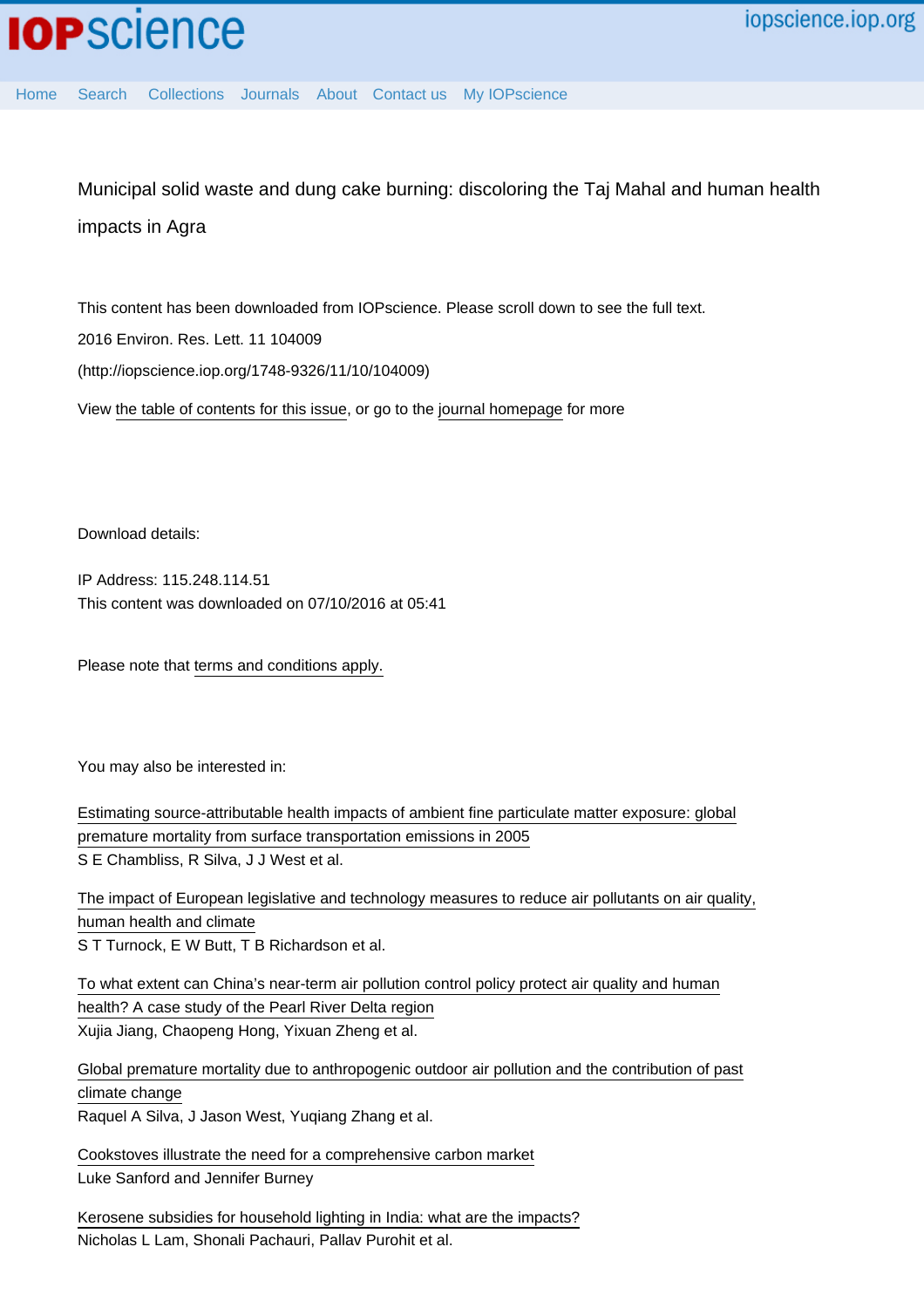# Municipal solid waste and dung cake burning: discoloring the Taj Mahal and human health impacts in Agra

This content has been downloaded from IOPscience. Please scroll down to see the full text.

2016 Environ. Res. Lett. 11 104009

(http://iopscience.iop.org/1748-9326/11/10/104009)

View the table of contents for this issue, or go to the journal homepage for more

Download details:

IP Address: 115.248.114.51

This content was downloaded on 07/10/2016 at 05:41

Please note that terms and conditions apply.

You may also be interested in:

Estimating source-attributable health impacts of ambient fine particulate matter exposure: global premature mortality from surface transportation emissions in 2005

S E Chambliss, R Silva, J J West et al.

The impact of European legislative and technology measures to reduce air pollutants on air quality, human health and climate

S T Turnock, E W Butt, T B Richardson et al.

To what extent can China's near-term air pollution control policy protect air quality and human health? A case study of the Pearl River Delta region

Xujia Jiang, Chaopeng Hong, Yixuan Zheng et al.

Global premature mortality due to anthropogenic outdoor air pollution and the contribution of past climate change

Raquel A Silva, J Jason West, Yuqiang Zhang et al.

Cookstoves illustrate the need for a comprehensive carbon market

Luke Sanford and Jennifer Burney

Kerosene subsidies for household lighting in India: what are the impacts?

Nicholas L Lam, Shonali Pachauri, Pallav Purohit et al.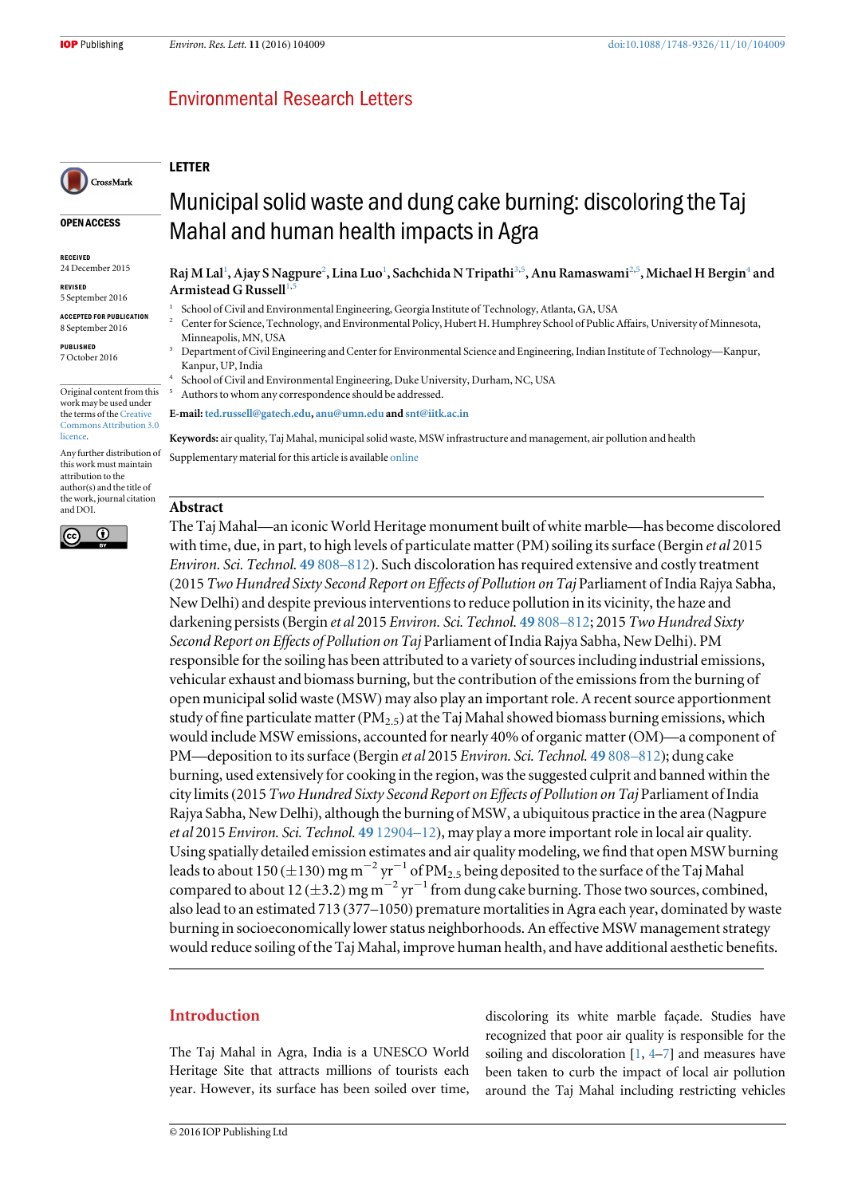LETTER

# Municipal solid waste and dung cake burning: discoloring the Taj Mahal and human health impacts in Agra

**Raj M Lal**[1], **Ajay S Nagpure**[2], **Lina Luo**[1], **Sachchida N Tripathi**[3,5], **Anu Ramaswami**[2,5], **Michael H Bergin**[4] and **Armistead G Russell**[1,5]

[1] School of Civil and Environmental Engineering, Georgia Institute of Technology, Atlanta, GA, USA
[2] Center for Science, Technology, and Environmental Policy, Hubert H. Humphrey School of Public Affairs, University of Minnesota, Minneapolis, MN, USA
[3] Department of Civil Engineering and Center for Environmental Science and Engineering, Indian Institute of Technology—Kanpur, Kanpur, UP, India
[4] School of Civil and Environmental Engineering, Duke University, Durham, NC, USA
[5] Authors to whom any correspondence should be addressed.

**E-mail:** ted.russell@gatech.edu, anu@umn.edu and snt@iitk.ac.in

**Keywords:** air quality, Taj Mahal, municipal solid waste, MSW infrastructure and management, air pollution and health

Supplementary material for this article is available online

OPEN ACCESS

RECEIVED
24 December 2015

REVISED
5 September 2016

ACCEPTED FOR PUBLICATION
8 September 2016

PUBLISHED
7 October 2016

Original content from this work may be used under the terms of the Creative Commons Attribution 3.0 licence.

Any further distribution of this work must maintain attribution to the author(s) and the title of the work, journal citation and DOI.

## Abstract

The Taj Mahal—an iconic World Heritage monument built of white marble—has become discolored with time, due, in part, to high levels of particulate matter (PM) soiling its surface (Bergin *et al* 2015 *Environ. Sci. Technol.* **49** 808–812). Such discoloration has required extensive and costly treatment (2015 *Two Hundred Sixty Second Report on Effects of Pollution on Taj* Parliament of India Rajya Sabha, New Delhi) and despite previous interventions to reduce pollution in its vicinity, the haze and darkening persists (Bergin *et al* 2015 *Environ. Sci. Technol.* **49** 808–812; 2015 *Two Hundred Sixty Second Report on Effects of Pollution on Taj* Parliament of India Rajya Sabha, New Delhi). PM responsible for the soiling has been attributed to a variety of sources including industrial emissions, vehicular exhaust and biomass burning, but the contribution of the emissions from the burning of open municipal solid waste (MSW) may also play an important role. A recent source apportionment study of fine particulate matter ($PM_{2.5}$) at the Taj Mahal showed biomass burning emissions, which would include MSW emissions, accounted for nearly 40% of organic matter (OM)—a component of PM—deposition to its surface (Bergin *et al* 2015 *Environ. Sci. Technol.* **49** 808–812); dung cake burning, used extensively for cooking in the region, was the suggested culprit and banned within the city limits (2015 *Two Hundred Sixty Second Report on Effects of Pollution on Taj* Parliament of India Rajya Sabha, New Delhi), although the burning of MSW, a ubiquitous practice in the area (Nagpure *et al* 2015 *Environ. Sci. Technol.* **49** 12904–12), may play a more important role in local air quality. Using spatially detailed emission estimates and air quality modeling, we find that open MSW burning leads to about 150 ($\pm$130) mg $m^{-2}$ $yr^{-1}$ of $PM_{2.5}$ being deposited to the surface of the Taj Mahal compared to about 12 ($\pm$3.2) mg $m^{-2}$ $yr^{-1}$ from dung cake burning. Those two sources, combined, also lead to an estimated 713 (377–1050) premature mortalities in Agra each year, dominated by waste burning in socioeconomically lower status neighborhoods. An effective MSW management strategy would reduce soiling of the Taj Mahal, improve human health, and have additional aesthetic benefits.

## Introduction

The Taj Mahal in Agra, India is a UNESCO World Heritage Site that attracts millions of tourists each year. However, its surface has been soiled over time, discoloring its white marble façade. Studies have recognized that poor air quality is responsible for the soiling and discoloration [1, 4–7] and measures have been taken to curb the impact of local air pollution around the Taj Mahal including restricting vehicles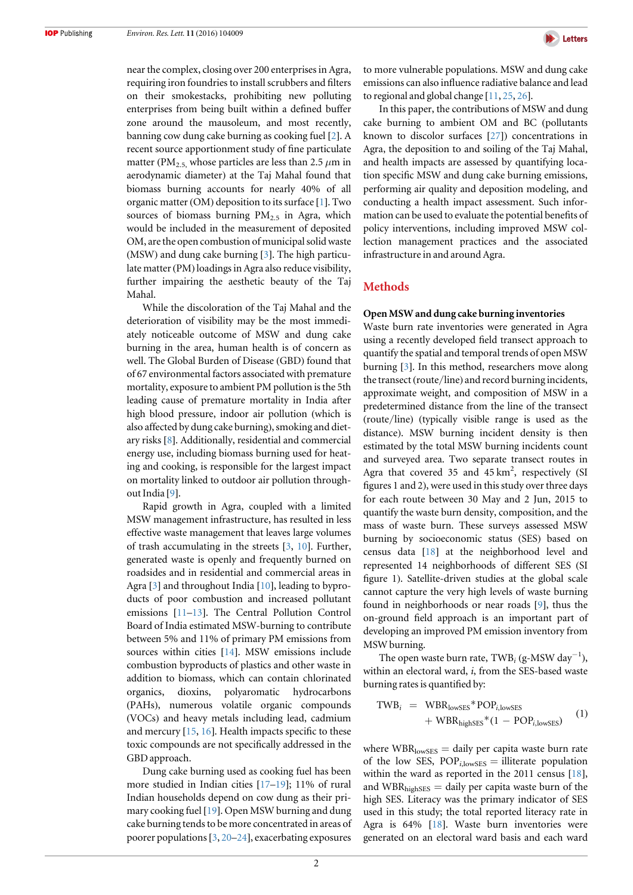near the complex, closing over 200 enterprises in Agra, requiring iron foundries to install scrubbers and filters on their smokestacks, prohibiting new polluting enterprises from being built within a defined buffer zone around the mausoleum, and most recently, banning cow dung cake burning as cooking fuel [2]. A recent source apportionment study of fine particulate matter ($PM_{2.5,}$ whose particles are less than 2.5 $\mu$m in aerodynamic diameter) at the Taj Mahal found that biomass burning accounts for nearly 40% of all organic matter (OM) deposition to its surface [1]. Two sources of biomass burning $PM_{2.5}$ in Agra, which would be included in the measurement of deposited OM, are the open combustion of municipal solid waste (MSW) and dung cake burning [3]. The high particulate matter (PM) loadings in Agra also reduce visibility, further impairing the aesthetic beauty of the Taj Mahal.

While the discoloration of the Taj Mahal and the deterioration of visibility may be the most immediately noticeable outcome of MSW and dung cake burning in the area, human health is of concern as well. The Global Burden of Disease (GBD) found that of 67 environmental factors associated with premature mortality, exposure to ambient PM pollution is the 5th leading cause of premature mortality in India after high blood pressure, indoor air pollution (which is also affected by dung cake burning), smoking and dietary risks [8]. Additionally, residential and commercial energy use, including biomass burning used for heating and cooking, is responsible for the largest impact on mortality linked to outdoor air pollution throughout India [9].

Rapid growth in Agra, coupled with a limited MSW management infrastructure, has resulted in less effective waste management that leaves large volumes of trash accumulating in the streets [3, 10]. Further, generated waste is openly and frequently burned on roadsides and in residential and commercial areas in Agra [3] and throughout India [10], leading to byproducts of poor combustion and increased pollutant emissions [11–13]. The Central Pollution Control Board of India estimated MSW-burning to contribute between 5% and 11% of primary PM emissions from sources within cities [14]. MSW emissions include combustion byproducts of plastics and other waste in addition to biomass, which can contain chlorinated organics, dioxins, polyaromatic hydrocarbons (PAHs), numerous volatile organic compounds (VOCs) and heavy metals including lead, cadmium and mercury [15, 16]. Health impacts specific to these toxic compounds are not specifically addressed in the GBD approach.

Dung cake burning used as cooking fuel has been more studied in Indian cities [17–19]; 11% of rural Indian households depend on cow dung as their primary cooking fuel [19]. Open MSW burning and dung cake burning tends to be more concentrated in areas of poorer populations [3, 20–24], exacerbating exposures to more vulnerable populations. MSW and dung cake emissions can also influence radiative balance and lead to regional and global change [11, 25, 26].

In this paper, the contributions of MSW and dung cake burning to ambient OM and BC (pollutants known to discolor surfaces [27]) concentrations in Agra, the deposition to and soiling of the Taj Mahal, and health impacts are assessed by quantifying location specific MSW and dung cake burning emissions, performing air quality and deposition modeling, and conducting a health impact assessment. Such information can be used to evaluate the potential benefits of policy interventions, including improved MSW collection management practices and the associated infrastructure in and around Agra.

## Methods

### Open MSW and dung cake burning inventories

Waste burn rate inventories were generated in Agra using a recently developed field transect approach to quantify the spatial and temporal trends of open MSW burning [3]. In this method, researchers move along the transect (route/line) and record burning incidents, approximate weight, and composition of MSW in a predetermined distance from the line of the transect (route/line) (typically visible range is used as the distance). MSW burning incident density is then estimated by the total MSW burning incidents count and surveyed area. Two separate transect routes in Agra that covered 35 and 45 $km^2$, respectively (SI figures 1 and 2), were used in this study over three days for each route between 30 May and 2 Jun, 2015 to quantify the waste burn density, composition, and the mass of waste burn. These surveys assessed MSW burning by socioeconomic status (SES) based on census data [18] at the neighborhood level and represented 14 neighborhoods of different SES (SI figure 1). Satellite-driven studies at the global scale cannot capture the very high levels of waste burning found in neighborhoods or near roads [9], thus the on-ground field approach is an important part of developing an improved PM emission inventory from MSW burning.

The open waste burn rate, $TWB_i$ (g-MSW $day^{-1}$), within an electoral ward, $i$, from the SES-based waste burning rates is quantified by:

$$TWB_i = WBR_{lowSES} * POP_{i,lowSES} + WBR_{highSES} * (1 - POP_{i,lowSES}) \quad (1)$$

where $WBR_{lowSES}$ = daily per capita waste burn rate of the low SES, $POP_{i,lowSES}$ = illiterate population within the ward as reported in the 2011 census [18], and $WBR_{highSES}$ = daily per capita waste burn of the high SES. Literacy was the primary indicator of SES used in this study; the total reported literacy rate in Agra is 64% [18]. Waste burn inventories were generated on an electoral ward basis and each ward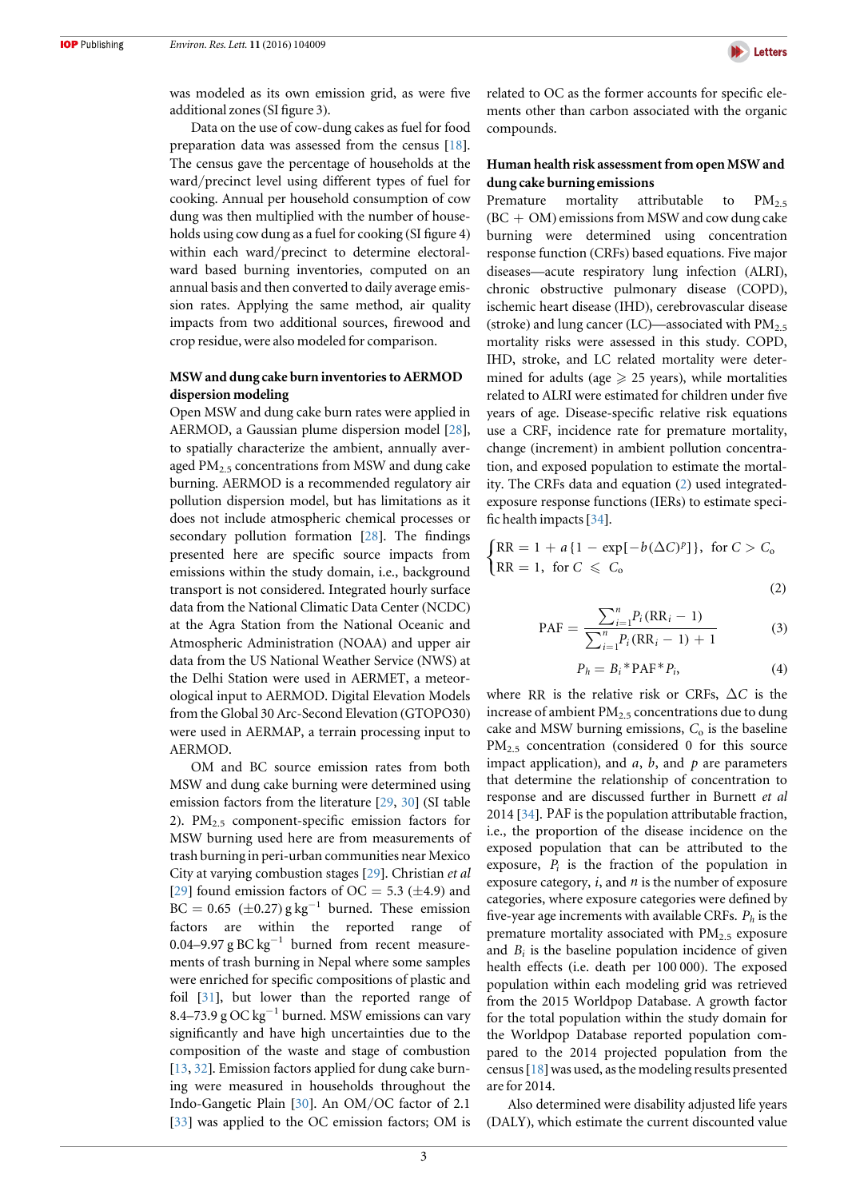was modeled as its own emission grid, as were five additional zones (SI figure 3).

Data on the use of cow-dung cakes as fuel for food preparation data was assessed from the census [18]. The census gave the percentage of households at the ward/precinct level using different types of fuel for cooking. Annual per household consumption of cow dung was then multiplied with the number of households using cow dung as a fuel for cooking (SI figure 4) within each ward/precinct to determine electoral-ward based burning inventories, computed on an annual basis and then converted to daily average emission rates. Applying the same method, air quality impacts from two additional sources, firewood and crop residue, were also modeled for comparison.

## MSW and dung cake burn inventories to AERMOD dispersion modeling

Open MSW and dung cake burn rates were applied in AERMOD, a Gaussian plume dispersion model [28], to spatially characterize the ambient, annually averaged $PM_{2.5}$ concentrations from MSW and dung cake burning. AERMOD is a recommended regulatory air pollution dispersion model, but has limitations as it does not include atmospheric chemical processes or secondary pollution formation [28]. The findings presented here are specific source impacts from emissions within the study domain, i.e., background transport is not considered. Integrated hourly surface data from the National Climatic Data Center (NCDC) at the Agra Station from the National Oceanic and Atmospheric Administration (NOAA) and upper air data from the US National Weather Service (NWS) at the Delhi Station were used in AERMET, a meteorological input to AERMOD. Digital Elevation Models from the Global 30 Arc-Second Elevation (GTOPO30) were used in AERMAP, a terrain processing input to AERMOD.

OM and BC source emission rates from both MSW and dung cake burning were determined using emission factors from the literature [29, 30] (SI table 2). $PM_{2.5}$ component-specific emission factors for MSW burning used here are from measurements of trash burning in peri-urban communities near Mexico City at varying combustion stages [29]. Christian *et al* [29] found emission factors of OC = 5.3 ($\pm$4.9) and BC = 0.65 ($\pm$0.27) g $kg^{-1}$ burned. These emission factors are within the reported range of 0.04–9.97 g BC $kg^{-1}$ burned from recent measurements of trash burning in Nepal where some samples were enriched for specific compositions of plastic and foil [31], but lower than the reported range of 8.4–73.9 g OC $kg^{-1}$ burned. MSW emissions can vary significantly and have high uncertainties due to the composition of the waste and stage of combustion [13, 32]. Emission factors applied for dung cake burning were measured in households throughout the Indo-Gangetic Plain [30]. An OM/OC factor of 2.1 [33] was applied to the OC emission factors; OM is related to OC as the former accounts for specific elements other than carbon associated with the organic compounds.

## Human health risk assessment from open MSW and dung cake burning emissions

Premature mortality attributable to $PM_{2.5}$ (BC + OM) emissions from MSW and cow dung cake burning were determined using concentration response function (CRFs) based equations. Five major diseases—acute respiratory lung infection (ALRI), chronic obstructive pulmonary disease (COPD), ischemic heart disease (IHD), cerebrovascular disease (stroke) and lung cancer (LC)—associated with $PM_{2.5}$ mortality risks were assessed in this study. COPD, IHD, stroke, and LC related mortality were determined for adults (age $\geqslant$ 25 years), while mortalities related to ALRI were estimated for children under five years of age. Disease-specific relative risk equations use a CRF, incidence rate for premature mortality, change (increment) in ambient pollution concentration, and exposed population to estimate the mortality. The CRFs data and equation (2) used integrated-exposure response functions (IERs) to estimate specific health impacts [34].

$$\begin{cases} \mathrm{RR} = 1 + a\{1 - \exp[-b(\Delta C)^p]\}, & \text{for } C > C_o \\ \mathrm{RR} = 1, & \text{for } C \leqslant C_o \end{cases} \tag{2}$$

$$\mathrm{PAF} = \frac{\sum_{i=1}^{n} P_i(\mathrm{RR}_i - 1)}{\sum_{i=1}^{n} P_i(\mathrm{RR}_i - 1) + 1} \tag{3}$$

$$P_h = B_i * \mathrm{PAF} * P_i, \tag{4}$$

where RR is the relative risk or CRFs, $\Delta C$ is the increase of ambient $PM_{2.5}$ concentrations due to dung cake and MSW burning emissions, $C_o$ is the baseline $PM_{2.5}$ concentration (considered 0 for this source impact application), and $a$, $b$, and $p$ are parameters that determine the relationship of concentration to response and are discussed further in Burnett *et al* 2014 [34]. PAF is the population attributable fraction, i.e., the proportion of the disease incidence on the exposed population that can be attributed to the exposure, $P_i$ is the fraction of the population in exposure category, $i$, and $n$ is the number of exposure categories, where exposure categories were defined by five-year age increments with available CRFs. $P_h$ is the premature mortality associated with $PM_{2.5}$ exposure and $B_i$ is the baseline population incidence of given health effects (i.e. death per 100 000). The exposed population within each modeling grid was retrieved from the 2015 Worldpop Database. A growth factor for the total population within the study domain for the Worldpop Database reported population compared to the 2014 projected population from the census [18] was used, as the modeling results presented are for 2014.

Also determined were disability adjusted life years (DALY), which estimate the current discounted value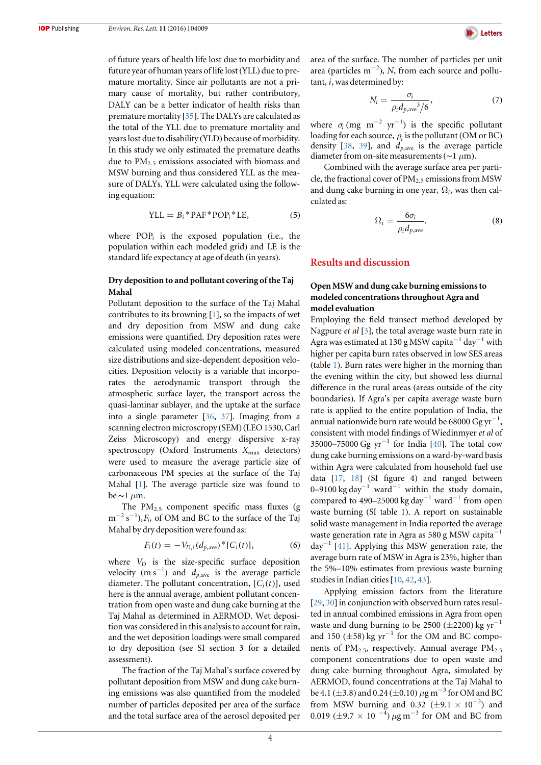of future years of health life lost due to morbidity and future year of human years of life lost (YLL) due to premature mortality. Since air pollutants are not a primary cause of mortality, but rather contributory, DALY can be a better indicator of health risks than premature mortality [35]. The DALYs are calculated as the total of the YLL due to premature mortality and years lost due to disability (YLD) because of morbidity. In this study we only estimated the premature deaths due to $PM_{2.5}$ emissions associated with biomass and MSW burning and thus considered YLL as the measure of DALYs. YLL were calculated using the following equation:

$$\text{YLL} = B_i * \text{PAF} * \text{POP}_i * \text{LE}, \tag{5}$$

where $\text{POP}_i$ is the exposed population (i.e., the population within each modeled grid) and LE is the standard life expectancy at age of death (in years).

### Dry deposition to and pollutant covering of the Taj Mahal

Pollutant deposition to the surface of the Taj Mahal contributes to its browning [1], so the impacts of wet and dry deposition from MSW and dung cake emissions were quantified. Dry deposition rates were calculated using modeled concentrations, measured size distributions and size-dependent deposition velocities. Deposition velocity is a variable that incorporates the aerodynamic transport through the atmospheric surface layer, the transport across the quasi-laminar sublayer, and the uptake at the surface into a single parameter [36, 37]. Imaging from a scanning electron microscropy (SEM) (LEO 1530, Carl Zeiss Microscopy) and energy dispersive x-ray spectroscopy (Oxford Instruments $X_{\max}$ detectors) were used to measure the average particle size of carbonaceous PM species at the surface of the Taj Mahal [1]. The average particle size was found to be ~1 $\mu$m.

The $PM_{2.5}$ component specific mass fluxes (g $m^{-2}$ $s^{-1}$), $F_i$, of OM and BC to the surface of the Taj Mahal by dry deposition were found as:

$$F_i(t) = -V_{D,i}(d_{p,\text{ave}}) * [C_i(t)], \tag{6}$$

where $V_D$ is the size-specific surface deposition velocity (m $s^{-1}$) and $d_{p,\text{ave}}$ is the average particle diameter. The pollutant concentration, $[C_i(t)]$, used here is the annual average, ambient pollutant concentration from open waste and dung cake burning at the Taj Mahal as determined in AERMOD. Wet deposition was considered in this analysis to account for rain, and the wet deposition loadings were small compared to dry deposition (see SI section 3 for a detailed assessment).

The fraction of the Taj Mahal's surface covered by pollutant deposition from MSW and dung cake burning emissions was also quantified from the modeled number of particles deposited per area of the surface and the total surface area of the aerosol deposited per area of the surface. The number of particles per unit area (particles $m^{-2}$), $N$, from each source and pollutant, $i$, was determined by:

$$N_i = \frac{\sigma_i}{\rho_i d_{p,\text{ave}}{}^3/6}, \tag{7}$$

where $\sigma_i$ (mg $m^{-2}$ $yr^{-1}$) is the specific pollutant loading for each source, $\rho_i$ is the pollutant (OM or BC) density [38, 39], and $d_{p,\text{ave}}$ is the average particle diameter from on-site measurements (~1 $\mu$m).

Combined with the average surface area per particle, the fractional cover of $PM_{2.5}$ emissions from MSW and dung cake burning in one year, $\Omega_i$, was then calculated as:

$$\Omega_i = \frac{6\sigma_i}{\rho_i d_{p,\text{ave}}}. \tag{8}$$

## Results and discussion

### Open MSW and dung cake burning emissions to modeled concentrations throughout Agra and model evaluation

Employing the field transect method developed by Nagpure *et al* [3], the total average waste burn rate in Agra was estimated at 130 g MSW capita$^{-1}$ day$^{-1}$ with higher per capita burn rates observed in low SES areas (table 1). Burn rates were higher in the morning than the evening within the city, but showed less diurnal difference in the rural areas (areas outside of the city boundaries). If Agra's per capita average waste burn rate is applied to the entire population of India, the annual nationwide burn rate would be 68000 Gg yr$^{-1}$, consistent with model findings of Wiedinmyer *et al* of 35000–75000 Gg yr$^{-1}$ for India [40]. The total cow dung cake burning emissions on a ward-by-ward basis within Agra were calculated from household fuel use data [17, 18] (SI figure 4) and ranged between 0–9100 kg day$^{-1}$ ward$^{-1}$ within the study domain, compared to 490–25000 kg day$^{-1}$ ward$^{-1}$ from open waste burning (SI table 1). A report on sustainable solid waste management in India reported the average waste generation rate in Agra as 580 g MSW capita$^{-1}$ day$^{-1}$ [41]. Applying this MSW generation rate, the average burn rate of MSW in Agra is 23%, higher than the 5%–10% estimates from previous waste burning studies in Indian cities [10, 42, 43].

Applying emission factors from the literature [29, 30] in conjunction with observed burn rates resulted in annual combined emissions in Agra from open waste and dung burning to be 2500 (±2200) kg yr$^{-1}$ and 150 (±58) kg yr$^{-1}$ for the OM and BC components of $PM_{2.5}$, respectively. Annual average $PM_{2.5}$ component concentrations due to open waste and dung cake burning throughout Agra, simulated by AERMOD, found concentrations at the Taj Mahal to be 4.1 (±3.8) and 0.24 (±0.10) $\mu$g $m^{-3}$ for OM and BC from MSW burning and 0.32 (±9.1 × $10^{-2}$) and 0.019 (±9.7 × $10^{-4}$) $\mu$g $m^{-3}$ for OM and BC from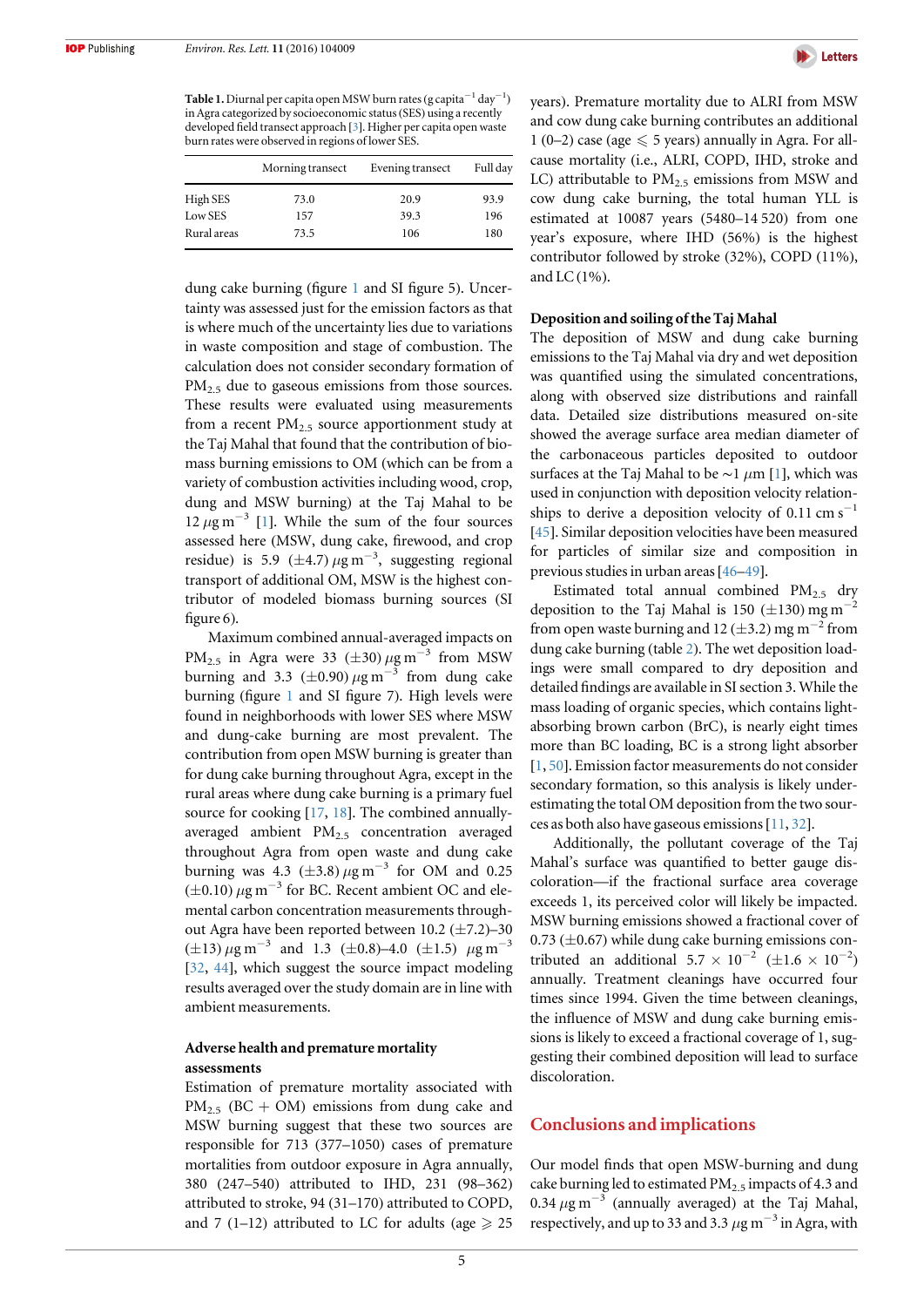**Table 1.** Diurnal per capita open MSW burn rates (g capita$^{-1}$ day$^{-1}$) in Agra categorized by socioeconomic status (SES) using a recently developed field transect approach [3]. Higher per capita open waste burn rates were observed in regions of lower SES.

| | Morning transect | Evening transect | Full day |
|---|---|---|---|
| High SES | 73.0 | 20.9 | 93.9 |
| Low SES | 157 | 39.3 | 196 |
| Rural areas | 73.5 | 106 | 180 |

dung cake burning (figure 1 and SI figure 5). Uncertainty was assessed just for the emission factors as that is where much of the uncertainty lies due to variations in waste composition and stage of combustion. The calculation does not consider secondary formation of $PM_{2.5}$ due to gaseous emissions from those sources. These results were evaluated using measurements from a recent $PM_{2.5}$ source apportionment study at the Taj Mahal that found that the contribution of biomass burning emissions to OM (which can be from a variety of combustion activities including wood, crop, dung and MSW burning) at the Taj Mahal to be 12 $\mu g\ m^{-3}$ [1]. While the sum of the four sources assessed here (MSW, dung cake, firewood, and crop residue) is 5.9 ($\pm$4.7) $\mu g\ m^{-3}$, suggesting regional transport of additional OM, MSW is the highest contributor of modeled biomass burning sources (SI figure 6).

Maximum combined annual-averaged impacts on $PM_{2.5}$ in Agra were 33 ($\pm$30) $\mu g\ m^{-3}$ from MSW burning and 3.3 ($\pm$0.90) $\mu g\ m^{-3}$ from dung cake burning (figure 1 and SI figure 7). High levels were found in neighborhoods with lower SES where MSW and dung-cake burning are most prevalent. The contribution from open MSW burning is greater than for dung cake burning throughout Agra, except in the rural areas where dung cake burning is a primary fuel source for cooking [17, 18]. The combined annually-averaged ambient $PM_{2.5}$ concentration averaged throughout Agra from open waste and dung cake burning was 4.3 ($\pm$3.8) $\mu g\ m^{-3}$ for OM and 0.25 ($\pm$0.10) $\mu g\ m^{-3}$ for BC. Recent ambient OC and elemental carbon concentration measurements throughout Agra have been reported between 10.2 ($\pm$7.2)–30 ($\pm$13) $\mu g\ m^{-3}$ and 1.3 ($\pm$0.8)–4.0 ($\pm$1.5) $\mu g\ m^{-3}$ [32, 44], which suggest the source impact modeling results averaged over the study domain are in line with ambient measurements.

### Adverse health and premature mortality assessments

Estimation of premature mortality associated with $PM_{2.5}$ (BC + OM) emissions from dung cake and MSW burning suggest that these two sources are responsible for 713 (377–1050) cases of premature mortalities from outdoor exposure in Agra annually, 380 (247–540) attributed to IHD, 231 (98–362) attributed to stroke, 94 (31–170) attributed to COPD, and 7 (1–12) attributed to LC for adults (age $\geqslant$ 25 years). Premature mortality due to ALRI from MSW and cow dung cake burning contributes an additional 1 (0–2) case (age $\leqslant$ 5 years) annually in Agra. For all-cause mortality (i.e., ALRI, COPD, IHD, stroke and LC) attributable to $PM_{2.5}$ emissions from MSW and cow dung cake burning, the total human YLL is estimated at 10087 years (5480–14 520) from one year's exposure, where IHD (56%) is the highest contributor followed by stroke (32%), COPD (11%), and LC (1%).

### Deposition and soiling of the Taj Mahal

The deposition of MSW and dung cake burning emissions to the Taj Mahal via dry and wet deposition was quantified using the simulated concentrations, along with observed size distributions and rainfall data. Detailed size distributions measured on-site showed the average surface area median diameter of the carbonaceous particles deposited to outdoor surfaces at the Taj Mahal to be $\sim$1 $\mu m$ [1], which was used in conjunction with deposition velocity relationships to derive a deposition velocity of 0.11 cm s$^{-1}$ [45]. Similar deposition velocities have been measured for particles of similar size and composition in previous studies in urban areas [46–49].

Estimated total annual combined $PM_{2.5}$ dry deposition to the Taj Mahal is 150 ($\pm$130) mg m$^{-2}$ from open waste burning and 12 ($\pm$3.2) mg m$^{-2}$ from dung cake burning (table 2). The wet deposition loadings were small compared to dry deposition and detailed findings are available in SI section 3. While the mass loading of organic species, which contains light-absorbing brown carbon (BrC), is nearly eight times more than BC loading, BC is a strong light absorber [1, 50]. Emission factor measurements do not consider secondary formation, so this analysis is likely underestimating the total OM deposition from the two sources as both also have gaseous emissions [11, 32].

Additionally, the pollutant coverage of the Taj Mahal's surface was quantified to better gauge discoloration—if the fractional surface area coverage exceeds 1, its perceived color will likely be impacted. MSW burning emissions showed a fractional cover of 0.73 ($\pm$0.67) while dung cake burning emissions contributed an additional $5.7 \times 10^{-2}$ ($\pm 1.6 \times 10^{-2}$) annually. Treatment cleanings have occurred four times since 1994. Given the time between cleanings, the influence of MSW and dung cake burning emissions is likely to exceed a fractional coverage of 1, suggesting their combined deposition will lead to surface discoloration.

## Conclusions and implications

Our model finds that open MSW-burning and dung cake burning led to estimated $PM_{2.5}$ impacts of 4.3 and 0.34 $\mu g\ m^{-3}$ (annually averaged) at the Taj Mahal, respectively, and up to 33 and 3.3 $\mu g\ m^{-3}$ in Agra, with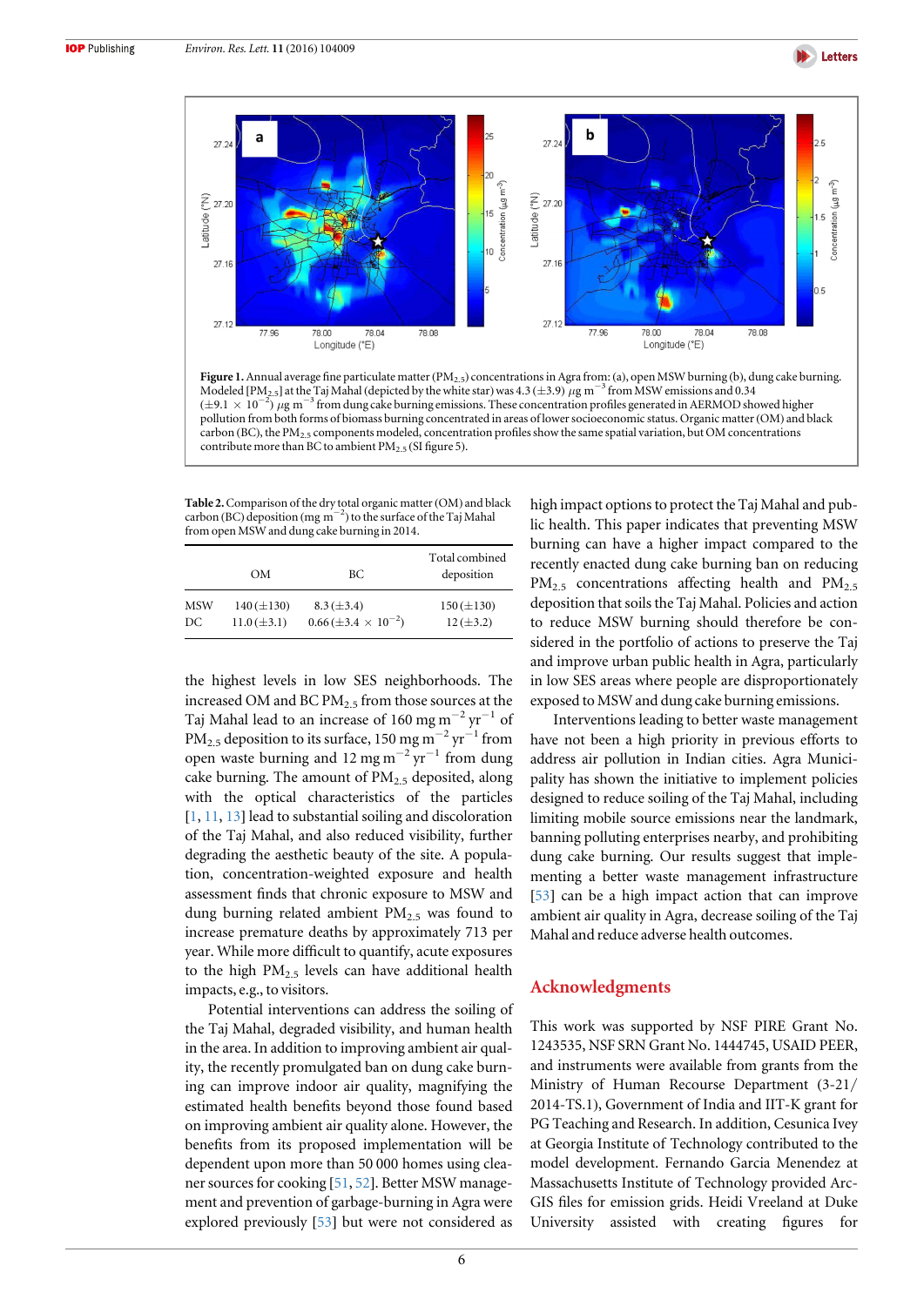**Figure 1.** Annual average fine particulate matter ($PM_{2.5}$) concentrations in Agra from: (a), open MSW burning (b), dung cake burning. Modeled [$PM_{2.5}$] at the Taj Mahal (depicted by the white star) was 4.3 (±3.9) $\mu g\ m^{-3}$ from MSW emissions and 0.34 (±9.1 × $10^{-2}$) $\mu g\ m^{-3}$ from dung cake burning emissions. These concentration profiles generated in AERMOD showed higher pollution from both forms of biomass burning concentrated in areas of lower socioeconomic status. Organic matter (OM) and black carbon (BC), the $PM_{2.5}$ components modeled, concentration profiles show the same spatial variation, but OM concentrations contribute more than BC to ambient $PM_{2.5}$ (SI figure 5).

**Table 2.** Comparison of the dry total organic matter (OM) and black carbon (BC) deposition (mg $m^{-2}$) to the surface of the Taj Mahal from open MSW and dung cake burning in 2014.

| | OM | BC | Total combined deposition |
|---|---|---|---|
| MSW | 140 (±130) | 8.3 (±3.4) | 150 (±130) |
| DC | 11.0 (±3.1) | 0.66 (±3.4 × $10^{-2}$) | 12 (±3.2) |

the highest levels in low SES neighborhoods. The increased OM and BC $PM_{2.5}$ from those sources at the Taj Mahal lead to an increase of 160 mg $m^{-2}$ $yr^{-1}$ of $PM_{2.5}$ deposition to its surface, 150 mg $m^{-2}$ $yr^{-1}$ from open waste burning and 12 mg $m^{-2}$ $yr^{-1}$ from dung cake burning. The amount of $PM_{2.5}$ deposited, along with the optical characteristics of the particles [1, 11, 13] lead to substantial soiling and discoloration of the Taj Mahal, and also reduced visibility, further degrading the aesthetic beauty of the site. A population, concentration-weighted exposure and health assessment finds that chronic exposure to MSW and dung burning related ambient $PM_{2.5}$ was found to increase premature deaths by approximately 713 per year. While more difficult to quantify, acute exposures to the high $PM_{2.5}$ levels can have additional health impacts, e.g., to visitors.

Potential interventions can address the soiling of the Taj Mahal, degraded visibility, and human health in the area. In addition to improving ambient air quality, the recently promulgated ban on dung cake burning can improve indoor air quality, magnifying the estimated health benefits beyond those found based on improving ambient air quality alone. However, the benefits from its proposed implementation will be dependent upon more than 50 000 homes using cleaner sources for cooking [51, 52]. Better MSW management and prevention of garbage-burning in Agra were explored previously [53] but were not considered as high impact options to protect the Taj Mahal and public health. This paper indicates that preventing MSW burning can have a higher impact compared to the recently enacted dung cake burning ban on reducing $PM_{2.5}$ concentrations affecting health and $PM_{2.5}$ deposition that soils the Taj Mahal. Policies and action to reduce MSW burning should therefore be considered in the portfolio of actions to preserve the Taj and improve urban public health in Agra, particularly in low SES areas where people are disproportionately exposed to MSW and dung cake burning emissions.

Interventions leading to better waste management have not been a high priority in previous efforts to address air pollution in Indian cities. Agra Municipality has shown the initiative to implement policies designed to reduce soiling of the Taj Mahal, including limiting mobile source emissions near the landmark, banning polluting enterprises nearby, and prohibiting dung cake burning. Our results suggest that implementing a better waste management infrastructure [53] can be a high impact action that can improve ambient air quality in Agra, decrease soiling of the Taj Mahal and reduce adverse health outcomes.

## Acknowledgments

This work was supported by NSF PIRE Grant No. 1243535, NSF SRN Grant No. 1444745, USAID PEER, and instruments were available from grants from the Ministry of Human Recourse Department (3-21/2014-TS.1), Government of India and IIT-K grant for PG Teaching and Research. In addition, Cesunica Ivey at Georgia Institute of Technology contributed to the model development. Fernando Garcia Menendez at Massachusetts Institute of Technology provided ArcGIS files for emission grids. Heidi Vreeland at Duke University assisted with creating figures for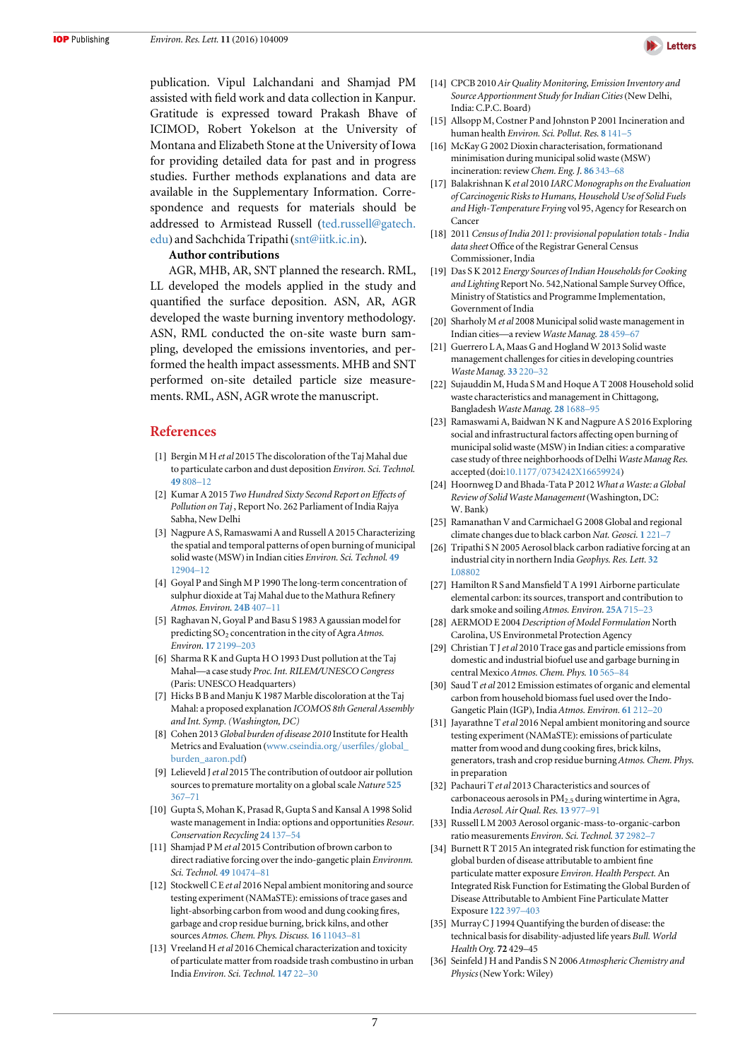publication. Vipul Lalchandani and Shamjad PM assisted with field work and data collection in Kanpur. Gratitude is expressed toward Prakash Bhave of ICIMOD, Robert Yokelson at the University of Montana and Elizabeth Stone at the University of Iowa for providing detailed data for past and in progress studies. Further methods explanations and data are available in the Supplementary Information. Correspondence and requests for materials should be addressed to Armistead Russell (ted.russell@gatech.edu) and Sachchida Tripathi (snt@iitk.ic.in).

**Author contributions**

AGR, MHB, AR, SNT planned the research. RML, LL developed the models applied in the study and quantified the surface deposition. ASN, AR, AGR developed the waste burning inventory methodology. ASN, RML conducted the on-site waste burn sampling, developed the emissions inventories, and performed the health impact assessments. MHB and SNT performed on-site detailed particle size measurements. RML, ASN, AGR wrote the manuscript.

## References

[1] Bergin M H *et al* 2015 The discoloration of the Taj Mahal due to particulate carbon and dust deposition *Environ. Sci. Technol.* **49** 808–12

[2] Kumar A 2015 *Two Hundred Sixty Second Report on Effects of Pollution on Taj* , Report No. 262 Parliament of India Rajya Sabha, New Delhi

[3] Nagpure A S, Ramaswami A and Russell A 2015 Characterizing the spatial and temporal patterns of open burning of municipal solid waste (MSW) in Indian cities *Environ. Sci. Technol.* **49** 12904–12

[4] Goyal P and Singh M P 1990 The long-term concentration of sulphur dioxide at Taj Mahal due to the Mathura Refinery *Atmos. Environ.* **24B** 407–11

[5] Raghavan N, Goyal P and Basu S 1983 A gaussian model for predicting $SO_2$ concentration in the city of Agra *Atmos. Environ.* **17** 2199–203

[6] Sharma R K and Gupta H O 1993 Dust pollution at the Taj Mahal—a case study *Proc. Int. RILEM/UNESCO Congress* (Paris: UNESCO Headquarters)

[7] Hicks B B and Manju K 1987 Marble discoloration at the Taj Mahal: a proposed explanation *ICOMOS 8th General Assembly and Int. Symp. (Washington, DC)*

[8] Cohen 2013 *Global burden of disease 2010* Institute for Health Metrics and Evaluation (www.cseindia.org/userfiles/global_burden_aaron.pdf)

[9] Lelieveld J *et al* 2015 The contribution of outdoor air pollution sources to premature mortality on a global scale *Nature* **525** 367–71

[10] Gupta S, Mohan K, Prasad R, Gupta S and Kansal A 1998 Solid waste management in India: options and opportunities *Resour. Conservation Recycling* **24** 137–54

[11] Shamjad P M *et al* 2015 Contribution of brown carbon to direct radiative forcing over the indo-gangetic plain *Environm. Sci. Technol.* **49** 10474–81

[12] Stockwell C E *et al* 2016 Nepal ambient monitoring and source testing experiment (NAMaSTE): emissions of trace gases and light-absorbing carbon from wood and dung cooking fires, garbage and crop residue burning, brick kilns, and other sources *Atmos. Chem. Phys. Discuss.* **16** 11043–81

[13] Vreeland H *et al* 2016 Chemical characterization and toxicity of particulate matter from roadside trash combustino in urban India *Environ. Sci. Technol.* **147** 22–30

[14] CPCB 2010 *Air Quality Monitoring, Emission Inventory and Source Apportionment Study for Indian Cities* (New Delhi, India: C.P.C. Board)

[15] Allsopp M, Costner P and Johnston P 2001 Incineration and human health *Environ. Sci. Pollut. Res.* **8** 141–5

[16] McKay G 2002 Dioxin characterisation, formationand minimisation during municipal solid waste (MSW) incineration: review *Chem. Eng. J.* **86** 343–68

[17] Balakrishnan K *et al* 2010 *IARC Monographs on the Evaluation of Carcinogenic Risks to Humans, Household Use of Solid Fuels and High-Temperature Frying* vol 95, Agency for Research on Cancer

[18] 2011 *Census of India 2011: provisional population totals - India data sheet* Office of the Registrar General Census Commissioner, India

[19] Das S K 2012 *Energy Sources of Indian Households for Cooking and Lighting* Report No. 542,National Sample Survey Office, Ministry of Statistics and Programme Implementation, Government of India

[20] Sharholy M *et al* 2008 Municipal solid waste management in Indian cities—a review *Waste Manag.* **28** 459–67

[21] Guerrero L A, Maas G and Hogland W 2013 Solid waste management challenges for cities in developing countries *Waste Manag.* **33** 220–32

[22] Sujauddin M, Huda S M and Hoque A T 2008 Household solid waste characteristics and management in Chittagong, Bangladesh *Waste Manag.* **28** 1688–95

[23] Ramaswami A, Baidwan N K and Nagpure A S 2016 Exploring social and infrastructural factors affecting open burning of municipal solid waste (MSW) in Indian cities: a comparative case study of three neighborhoods of Delhi *Waste Manag Res.* accepted (doi:10.1177/0734242X16659924)

[24] Hoornweg D and Bhada-Tata P 2012 *What a Waste: a Global Review of Solid Waste Management* (Washington, DC: W. Bank)

[25] Ramanathan V and Carmichael G 2008 Global and regional climate changes due to black carbon *Nat. Geosci.* **1** 221–7

[26] Tripathi S N 2005 Aerosol black carbon radiative forcing at an industrial city in northern India *Geophys. Res. Lett.* **32** L08802

[27] Hamilton R S and Mansfield T A 1991 Airborne particulate elemental carbon: its sources, transport and contribution to dark smoke and soiling *Atmos. Environ.* **25A** 715–23

[28] AERMOD E 2004 *Description of Model Formulation* North Carolina, US Environmetal Protection Agency

[29] Christian T J *et al* 2010 Trace gas and particle emissions from domestic and industrial biofuel use and garbage burning in central Mexico *Atmos. Chem. Phys.* **10** 565–84

[30] Saud T *et al* 2012 Emission estimates of organic and elemental carbon from household biomass fuel used over the Indo-Gangetic Plain (IGP), India *Atmos. Environ.* **61** 212–20

[31] Jayarathne T *et al* 2016 Nepal ambient monitoring and source testing experiment (NAMaSTE): emissions of particulate matter from wood and dung cooking fires, brick kilns, generators, trash and crop residue burning *Atmos. Chem. Phys.* in preparation

[32] Pachauri T *et al* 2013 Characteristics and sources of carbonaceous aerosols in $PM_{2.5}$ during wintertime in Agra, India *Aerosol. Air Qual. Res.* **13** 977–91

[33] Russell L M 2003 Aerosol organic-mass-to-organic-carbon ratio measurements *Environ. Sci. Technol.* **37** 2982–7

[34] Burnett R T 2015 An integrated risk function for estimating the global burden of disease attributable to ambient fine particulate matter exposure *Environ. Health Perspect.* An Integrated Risk Function for Estimating the Global Burden of Disease Attributable to Ambient Fine Particulate Matter Exposure **122** 397–403

[35] Murray C J 1994 Quantifying the burden of disease: the technical basis for disability-adjusted life years *Bull. World Health Org.* **72** 429–45

[36] Seinfeld J H and Pandis S N 2006 *Atmospheric Chemistry and Physics* (New York: Wiley)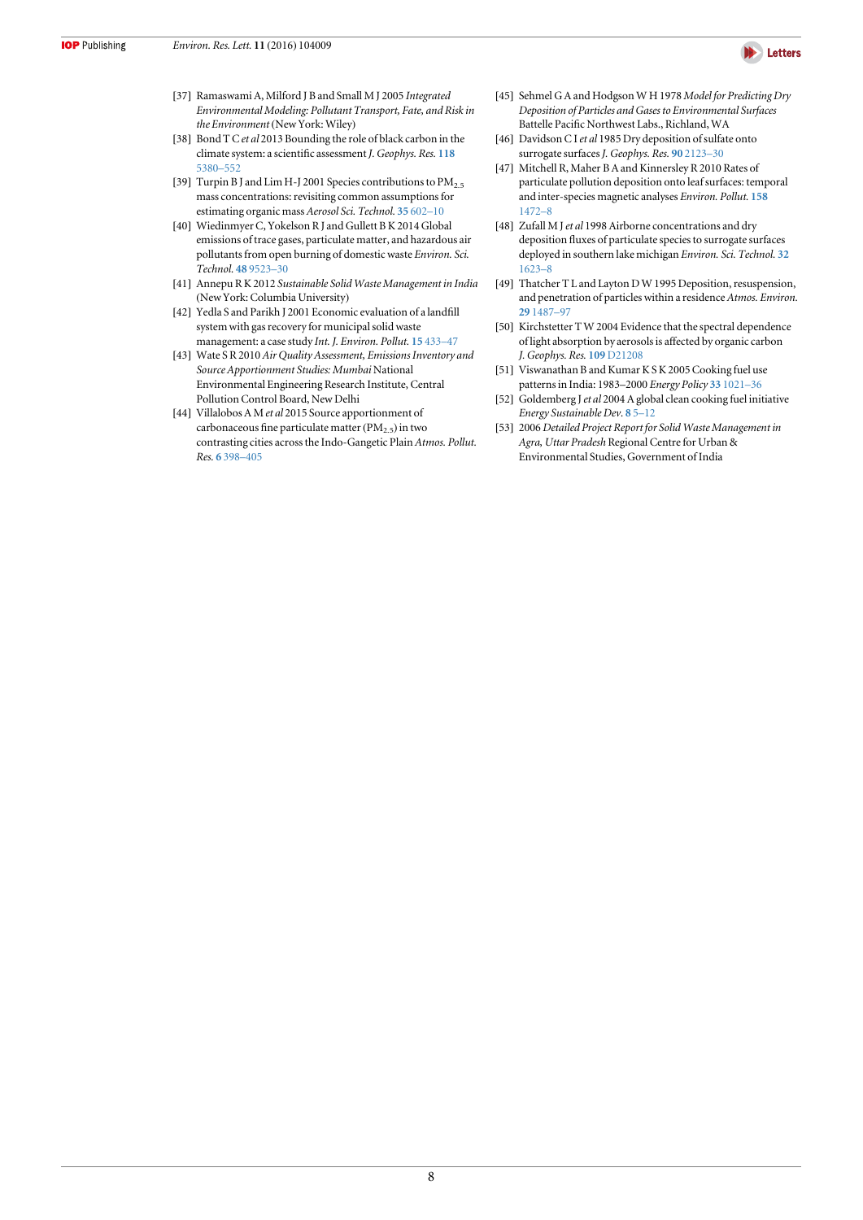[37] Ramaswami A, Milford J B and Small M J 2005 *Integrated Environmental Modeling: Pollutant Transport, Fate, and Risk in the Environment* (New York: Wiley)

[38] Bond T C *et al* 2013 Bounding the role of black carbon in the climate system: a scientific assessment *J. Geophys. Res.* **118** 5380–552

[39] Turpin B J and Lim H-J 2001 Species contributions to $PM_{2.5}$ mass concentrations: revisiting common assumptions for estimating organic mass *Aerosol Sci. Technol.* **35** 602–10

[40] Wiedinmyer C, Yokelson R J and Gullett B K 2014 Global emissions of trace gases, particulate matter, and hazardous air pollutants from open burning of domestic waste *Environ. Sci. Technol.* **48** 9523–30

[41] Annepu R K 2012 *Sustainable Solid Waste Management in India* (New York: Columbia University)

[42] Yedla S and Parikh J 2001 Economic evaluation of a landfill system with gas recovery for municipal solid waste management: a case study *Int. J. Environ. Pollut.* **15** 433–47

[43] Wate S R 2010 *Air Quality Assessment, Emissions Inventory and Source Apportionment Studies: Mumbai* National Environmental Engineering Research Institute, Central Pollution Control Board, New Delhi

[44] Villalobos A M *et al* 2015 Source apportionment of carbonaceous fine particulate matter ($PM_{2.5}$) in two contrasting cities across the Indo-Gangetic Plain *Atmos. Pollut. Res.* **6** 398–405

[45] Sehmel G A and Hodgson W H 1978 *Model for Predicting Dry Deposition of Particles and Gases to Environmental Surfaces* Battelle Pacific Northwest Labs., Richland, WA

[46] Davidson C I *et al* 1985 Dry deposition of sulfate onto surrogate surfaces *J. Geophys. Res.* **90** 2123–30

[47] Mitchell R, Maher B A and Kinnersley R 2010 Rates of particulate pollution deposition onto leaf surfaces: temporal and inter-species magnetic analyses *Environ. Pollut.* **158** 1472–8

[48] Zufall M J *et al* 1998 Airborne concentrations and dry deposition fluxes of particulate species to surrogate surfaces deployed in southern lake michigan *Environ. Sci. Technol.* **32** 1623–8

[49] Thatcher T L and Layton D W 1995 Deposition, resuspension, and penetration of particles within a residence *Atmos. Environ.* **29** 1487–97

[50] Kirchstetter T W 2004 Evidence that the spectral dependence of light absorption by aerosols is affected by organic carbon *J. Geophys. Res.* **109** D21208

[51] Viswanathan B and Kumar K S K 2005 Cooking fuel use patterns in India: 1983–2000 *Energy Policy* **33** 1021–36

[52] Goldemberg J *et al* 2004 A global clean cooking fuel initiative *Energy Sustainable Dev.* **8** 5–12

[53] 2006 *Detailed Project Report for Solid Waste Management in Agra, Uttar Pradesh* Regional Centre for Urban & Environmental Studies, Government of India